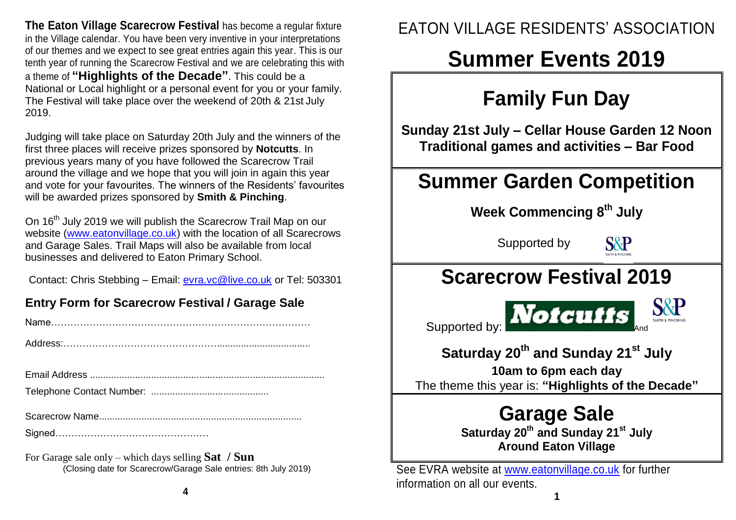**The Eaton Village Scarecrow Festival** has become a regular fixture in the Village calendar. You have been very inventive in your interpretations of our themes and we expect to see great entries again this year. This is our tenth year of running the Scarecrow Festival and we are celebrating this with a theme of **"Highlights of the Decade"**. This could be a National or Local highlight or a personal event for you or your family. The Festival will take place over the weekend of 20th & 21st July 2019.

Judging will take place on Saturday 20th July and the winners of the first three places will receive prizes sponsored by **Notcutts**. In previous years many of you have followed the Scarecrow Trail around the village and we hope that you will join in again this year and vote for your favourites. The winners of the Residents' favourites will be awarded prizes sponsored by **Smith & Pinching**.

On 16th July 2019 we will publish the Scarecrow Trail Map on our website (www.eatonvillage.co.uk) with the location of all Scarecrows and Garage Sales. Trail Maps will also be available from local businesses and delivered to Eaton Primary School.

Contact: Chris Stebbing – Email: evra.vc@live.co.uk or Tel: 503301

## Entry Form for Scarecrow Festival / Garage Sale

Name…………………………………………………………………………

Address:……………………………………………....................................

Email Address ........................................................................................

Telephone Contact Number: ............................................

Scarecrow Name............................................................................

Signed…………………………………………

For Garage sale only – which days selling **Sat / Sun**

(Closing date for Scarecrow/Garage Sale entries: 8th July 2019)

EATON VILLAGE RESIDENTS' ASSOCIATION

# Summer Events 2019

## Family Fun Day

**Sunday 21st July – Cellar House Garden 12 Noon**
**Traditional games and activities – Bar Food**

## Summer Garden Competition

**Week Commencing 8th July**

Supported by S&P SMITH & PINCHING

## Scarecrow Festival 2019

Supported by: Notcutts And S&P SMITH & PINCHING

**Saturday 20th and Sunday 21st July**

**10am to 6pm each day**

The theme this year is: **"Highlights of the Decade"**

## Garage Sale

**Saturday 20th and Sunday 21st July**
**Around Eaton Village**

See EVRA website at www.eatonvillage.co.uk for further information on all our events.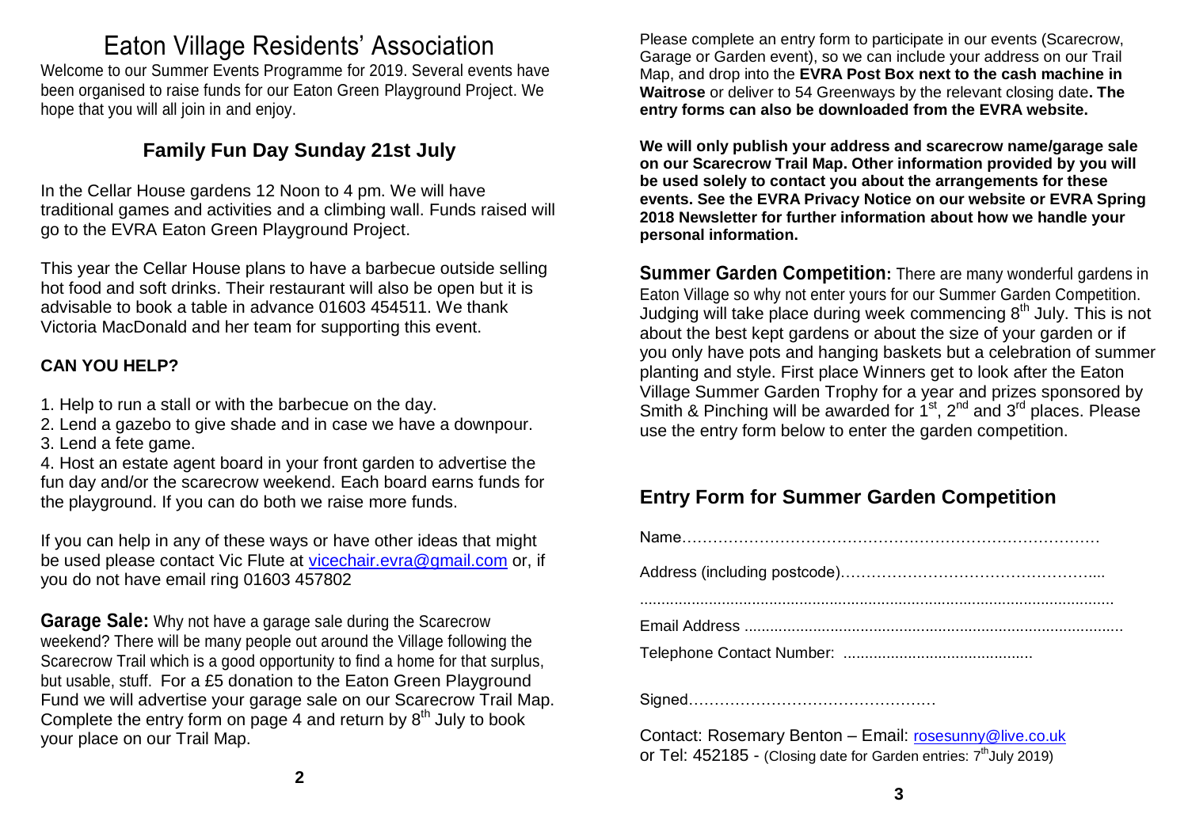# Eaton Village Residents' Association

Welcome to our Summer Events Programme for 2019. Several events have been organised to raise funds for our Eaton Green Playground Project. We hope that you will all join in and enjoy.

## Family Fun Day Sunday 21st July

In the Cellar House gardens 12 Noon to 4 pm. We will have traditional games and activities and a climbing wall. Funds raised will go to the EVRA Eaton Green Playground Project.

This year the Cellar House plans to have a barbecue outside selling hot food and soft drinks. Their restaurant will also be open but it is advisable to book a table in advance 01603 454511. We thank Victoria MacDonald and her team for supporting this event.

**CAN YOU HELP?**

1. Help to run a stall or with the barbecue on the day.
2. Lend a gazebo to give shade and in case we have a downpour.
3. Lend a fete game.
4. Host an estate agent board in your front garden to advertise the fun day and/or the scarecrow weekend. Each board earns funds for the playground. If you can do both we raise more funds.

If you can help in any of these ways or have other ideas that might be used please contact Vic Flute at vicechair.evra@gmail.com or, if you do not have email ring 01603 457802

**Garage Sale:** Why not have a garage sale during the Scarecrow weekend? There will be many people out around the Village following the Scarecrow Trail which is a good opportunity to find a home for that surplus, but usable, stuff. For a £5 donation to the Eaton Green Playground Fund we will advertise your garage sale on our Scarecrow Trail Map. Complete the entry form on page 4 and return by 8th July to book your place on our Trail Map.

Please complete an entry form to participate in our events (Scarecrow, Garage or Garden event), so we can include your address on our Trail Map, and drop into the **EVRA Post Box next to the cash machine in Waitrose** or deliver to 54 Greenways by the relevant closing date**. The entry forms can also be downloaded from the EVRA website.**

**We will only publish your address and scarecrow name/garage sale on our Scarecrow Trail Map. Other information provided by you will be used solely to contact you about the arrangements for these events. See the EVRA Privacy Notice on our website or EVRA Spring 2018 Newsletter for further information about how we handle your personal information.**

**Summer Garden Competition:** There are many wonderful gardens in Eaton Village so why not enter yours for our Summer Garden Competition. Judging will take place during week commencing 8th July. This is not about the best kept gardens or about the size of your garden or if you only have pots and hanging baskets but a celebration of summer planting and style. First place Winners get to look after the Eaton Village Summer Garden Trophy for a year and prizes sponsored by Smith & Pinching will be awarded for 1st, 2nd and 3rd places. Please use the entry form below to enter the garden competition.

## Entry Form for Summer Garden Competition

Name…………………………………………………………………………

Address (including postcode)…………………………………………....

..............................................................................................................

Email Address .......................................................................................

Telephone Contact Number: ............................................

Signed…………………………………………

Contact: Rosemary Benton – Email: rosesunny@live.co.uk
or Tel: 452185 - (Closing date for Garden entries: 7th July 2019)